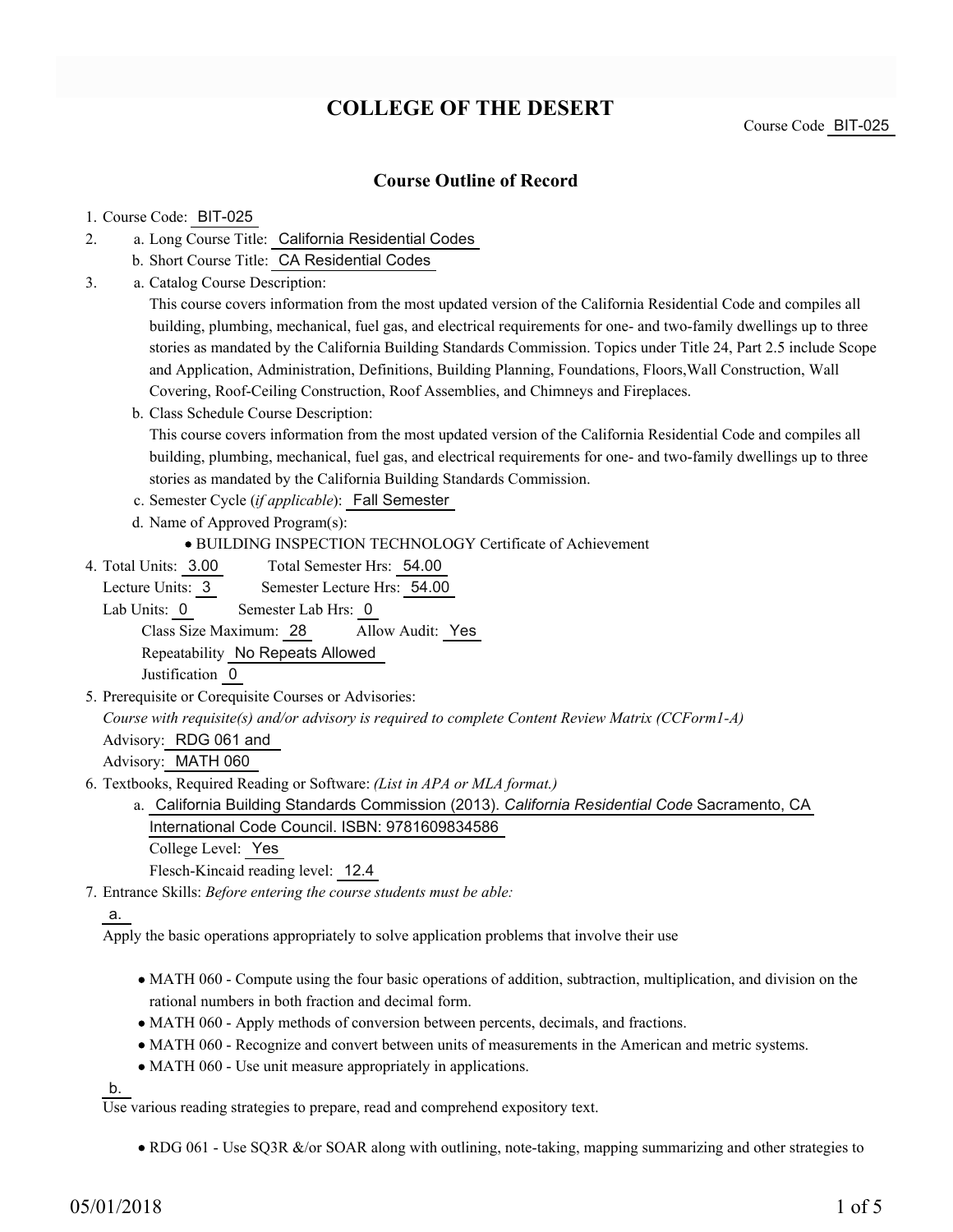# COLLEGE OF THE DESERT

Course Code BIT-025

## Course Outline of Record

1. Course Code: BIT-025
2. a. Long Course Title: California Residential Codes
   b. Short Course Title: CA Residential Codes
3. a. Catalog Course Description:
   This course covers information from the most updated version of the California Residential Code and compiles all building, plumbing, mechanical, fuel gas, and electrical requirements for one- and two-family dwellings up to three stories as mandated by the California Building Standards Commission. Topics under Title 24, Part 2.5 include Scope and Application, Administration, Definitions, Building Planning, Foundations, Floors,Wall Construction, Wall Covering, Roof-Ceiling Construction, Roof Assemblies, and Chimneys and Fireplaces.
   b. Class Schedule Course Description:
   This course covers information from the most updated version of the California Residential Code and compiles all building, plumbing, mechanical, fuel gas, and electrical requirements for one- and two-family dwellings up to three stories as mandated by the California Building Standards Commission.
   c. Semester Cycle (*if applicable*): Fall Semester
   d. Name of Approved Program(s):
      - BUILDING INSPECTION TECHNOLOGY Certificate of Achievement
4. Total Units: 3.00 Total Semester Hrs: 54.00
   Lecture Units: 3 Semester Lecture Hrs: 54.00
   Lab Units: 0 Semester Lab Hrs: 0
   Class Size Maximum: 28 Allow Audit: Yes
   Repeatability No Repeats Allowed
   Justification 0
5. Prerequisite or Corequisite Courses or Advisories:
   *Course with requisite(s) and/or advisory is required to complete Content Review Matrix (CCForm1-A)*
   Advisory: RDG 061 and
   Advisory: MATH 060
6. Textbooks, Required Reading or Software: *(List in APA or MLA format.)*
   a. California Building Standards Commission (2013). *California Residential Code* Sacramento, CA International Code Council. ISBN: 9781609834586
   College Level: Yes
   Flesch-Kincaid reading level: 12.4
7. Entrance Skills: *Before entering the course students must be able:*

   a.
   Apply the basic operations appropriately to solve application problems that involve their use

   - MATH 060 - Compute using the four basic operations of addition, subtraction, multiplication, and division on the rational numbers in both fraction and decimal form.
   - MATH 060 - Apply methods of conversion between percents, decimals, and fractions.
   - MATH 060 - Recognize and convert between units of measurements in the American and metric systems.
   - MATH 060 - Use unit measure appropriately in applications.

   b.
   Use various reading strategies to prepare, read and comprehend expository text.

   - RDG 061 - Use SQ3R &/or SOAR along with outlining, note-taking, mapping summarizing and other strategies to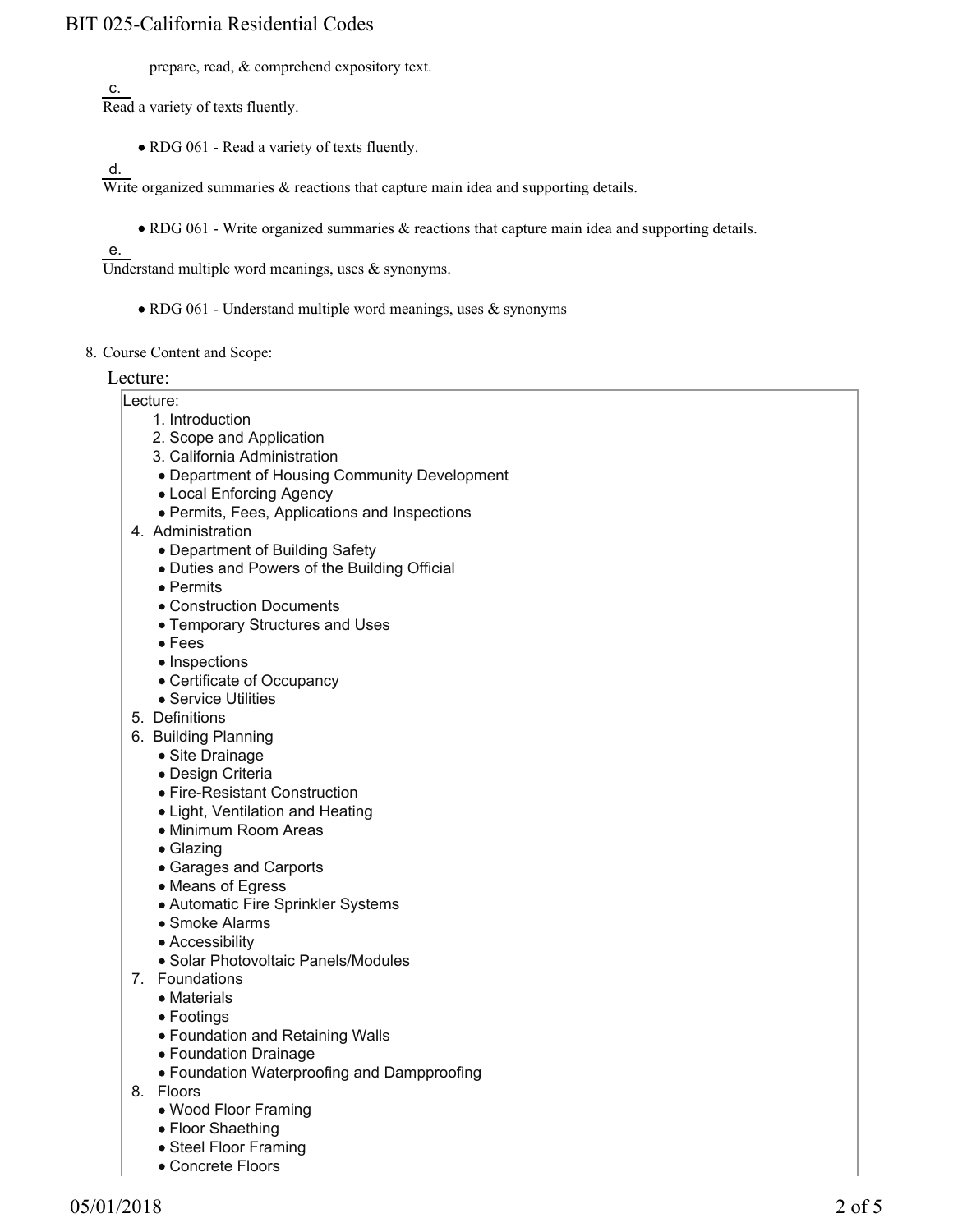prepare, read, & comprehend expository text.

c. Read a variety of texts fluently.

- RDG 061 - Read a variety of texts fluently.

d. Write organized summaries & reactions that capture main idea and supporting details.

- RDG 061 - Write organized summaries & reactions that capture main idea and supporting details.

e. Understand multiple word meanings, uses & synonyms.

- RDG 061 - Understand multiple word meanings, uses & synonyms

8. Course Content and Scope:

Lecture:

Lecture:

1. Introduction
2. Scope and Application
3. California Administration
   - Department of Housing Community Development
   - Local Enforcing Agency
   - Permits, Fees, Applications and Inspections
4. Administration
   - Department of Building Safety
   - Duties and Powers of the Building Official
   - Permits
   - Construction Documents
   - Temporary Structures and Uses
   - Fees
   - Inspections
   - Certificate of Occupancy
   - Service Utilities
5. Definitions
6. Building Planning
   - Site Drainage
   - Design Criteria
   - Fire-Resistant Construction
   - Light, Ventilation and Heating
   - Minimum Room Areas
   - Glazing
   - Garages and Carports
   - Means of Egress
   - Automatic Fire Sprinkler Systems
   - Smoke Alarms
   - Accessibility
   - Solar Photovoltaic Panels/Modules
7. Foundations
   - Materials
   - Footings
   - Foundation and Retaining Walls
   - Foundation Drainage
   - Foundation Waterproofing and Dampproofing
8. Floors
   - Wood Floor Framing
   - Floor Shaething
   - Steel Floor Framing
   - Concrete Floors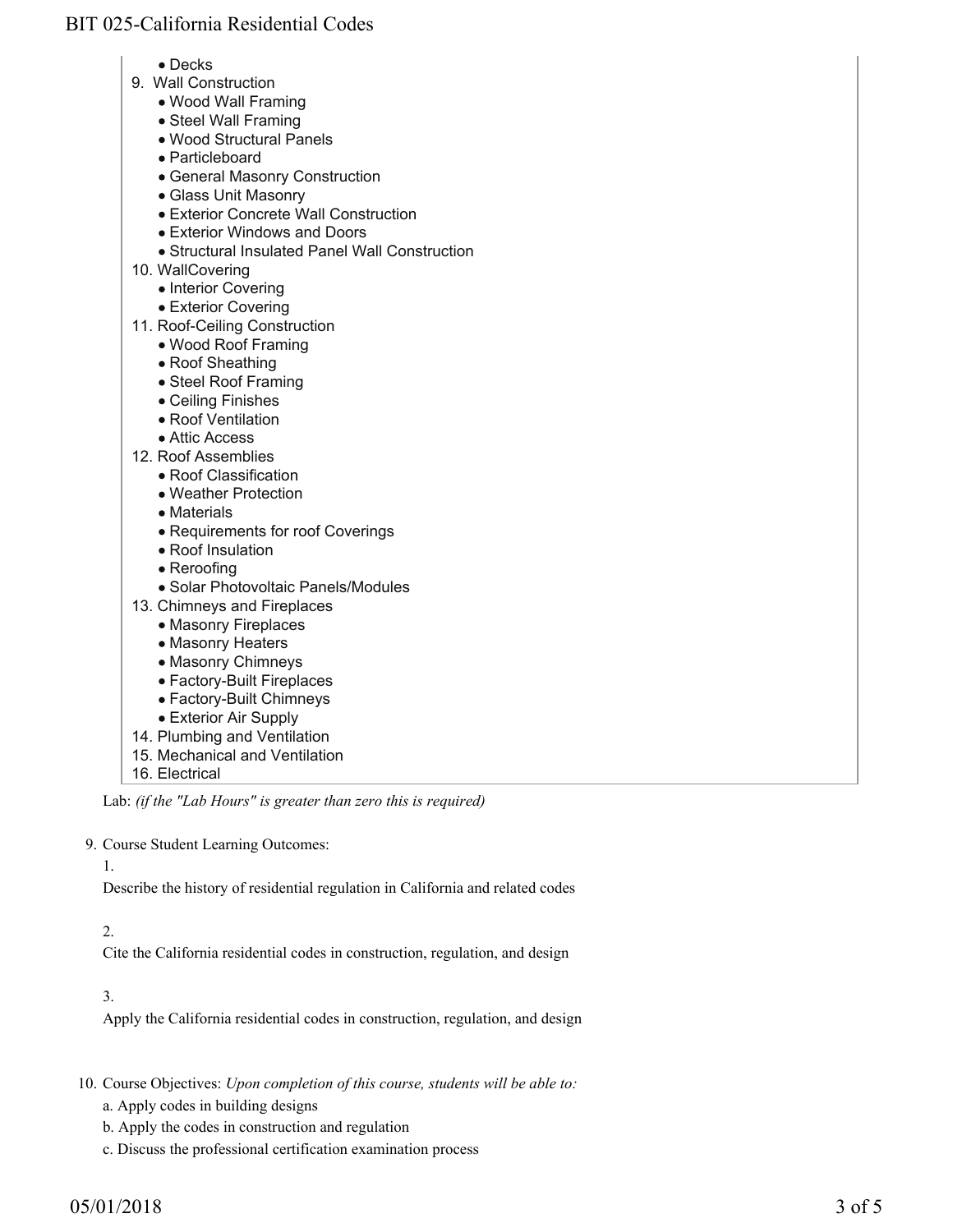- Decks

9. Wall Construction
   - Wood Wall Framing
   - Steel Wall Framing
   - Wood Structural Panels
   - Particleboard
   - General Masonry Construction
   - Glass Unit Masonry
   - Exterior Concrete Wall Construction
   - Exterior Windows and Doors
   - Structural Insulated Panel Wall Construction
10. WallCovering
    - Interior Covering
    - Exterior Covering
11. Roof-Ceiling Construction
    - Wood Roof Framing
    - Roof Sheathing
    - Steel Roof Framing
    - Ceiling Finishes
    - Roof Ventilation
    - Attic Access
12. Roof Assemblies
    - Roof Classification
    - Weather Protection
    - Materials
    - Requirements for roof Coverings
    - Roof Insulation
    - Reroofing
    - Solar Photovoltaic Panels/Modules
13. Chimneys and Fireplaces
    - Masonry Fireplaces
    - Masonry Heaters
    - Masonry Chimneys
    - Factory-Built Fireplaces
    - Factory-Built Chimneys
    - Exterior Air Supply
14. Plumbing and Ventilation
15. Mechanical and Ventilation
16. Electrical

Lab: *(if the "Lab Hours" is greater than zero this is required)*

9. Course Student Learning Outcomes:

   1.

   Describe the history of residential regulation in California and related codes

   2.

   Cite the California residential codes in construction, regulation, and design

   3.

   Apply the California residential codes in construction, regulation, and design

10. Course Objectives: *Upon completion of this course, students will be able to:*

    a. Apply codes in building designs

    b. Apply the codes in construction and regulation

    c. Discuss the professional certification examination process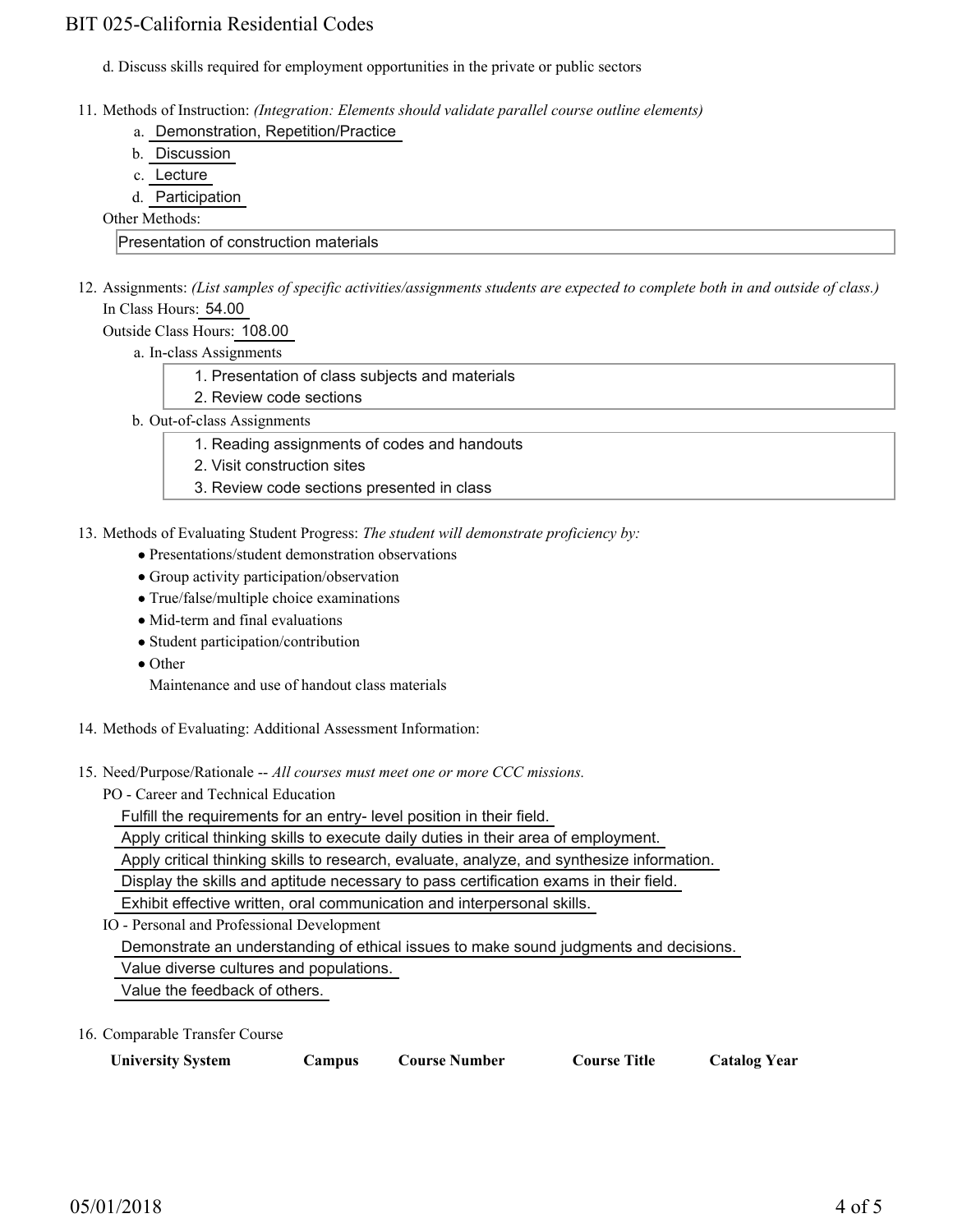d. Discuss skills required for employment opportunities in the private or public sectors

11. Methods of Instruction: *(Integration: Elements should validate parallel course outline elements)*
    a. Demonstration, Repetition/Practice
    b. Discussion
    c. Lecture
    d. Participation

    Other Methods:

    Presentation of construction materials

12. Assignments: *(List samples of specific activities/assignments students are expected to complete both in and outside of class.)*

    In Class Hours: 54.00

    Outside Class Hours: 108.00

    a. In-class Assignments
        1. Presentation of class subjects and materials
        2. Review code sections

    b. Out-of-class Assignments
        1. Reading assignments of codes and handouts
        2. Visit construction sites
        3. Review code sections presented in class

13. Methods of Evaluating Student Progress: *The student will demonstrate proficiency by:*
    - Presentations/student demonstration observations
    - Group activity participation/observation
    - True/false/multiple choice examinations
    - Mid-term and final evaluations
    - Student participation/contribution
    - Other

      Maintenance and use of handout class materials

14. Methods of Evaluating: Additional Assessment Information:

15. Need/Purpose/Rationale -- *All courses must meet one or more CCC missions.*

    PO - Career and Technical Education

    Fulfill the requirements for an entry- level position in their field.

    Apply critical thinking skills to execute daily duties in their area of employment.

    Apply critical thinking skills to research, evaluate, analyze, and synthesize information.

    Display the skills and aptitude necessary to pass certification exams in their field.

    Exhibit effective written, oral communication and interpersonal skills.

    IO - Personal and Professional Development

    Demonstrate an understanding of ethical issues to make sound judgments and decisions.

    Value diverse cultures and populations.

    Value the feedback of others.

16. Comparable Transfer Course

| University System | Campus | Course Number | Course Title | Catalog Year |
|---|---|---|---|---|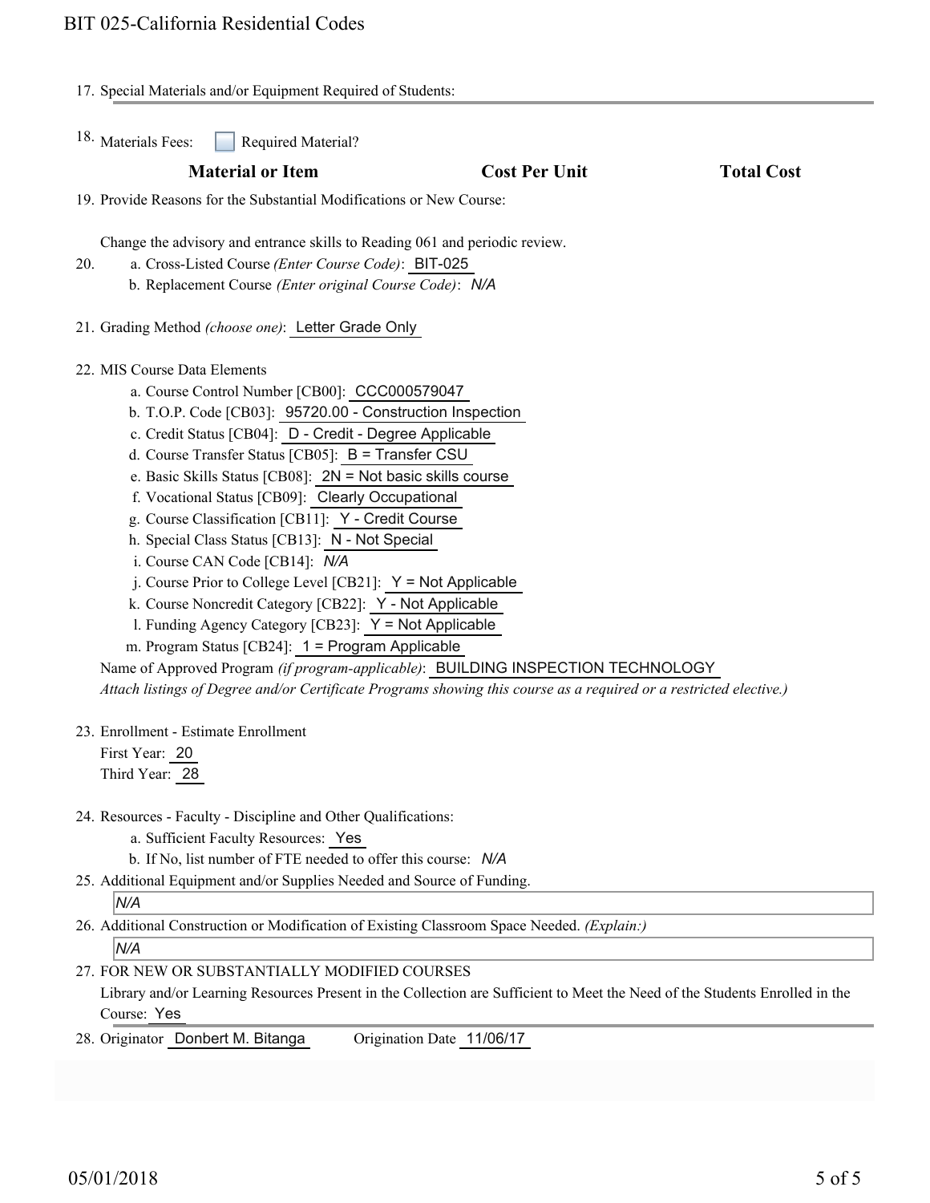17. Special Materials and/or Equipment Required of Students:

18. Materials Fees: ☐ Required Material?

| Material or Item | Cost Per Unit | Total Cost |
|---|---|---|

19. Provide Reasons for the Substantial Modifications or New Course:

    Change the advisory and entrance skills to Reading 061 and periodic review.

20. a. Cross-Listed Course *(Enter Course Code)*: BIT-025
    b. Replacement Course *(Enter original Course Code)*: *N/A*

21. Grading Method *(choose one)*: Letter Grade Only

22. MIS Course Data Elements
    a. Course Control Number [CB00]: CCC000579047
    b. T.O.P. Code [CB03]: 95720.00 - Construction Inspection
    c. Credit Status [CB04]: D - Credit - Degree Applicable
    d. Course Transfer Status [CB05]: B = Transfer CSU
    e. Basic Skills Status [CB08]: 2N = Not basic skills course
    f. Vocational Status [CB09]: Clearly Occupational
    g. Course Classification [CB11]: Y - Credit Course
    h. Special Class Status [CB13]: N - Not Special
    i. Course CAN Code [CB14]: *N/A*
    j. Course Prior to College Level [CB21]: Y = Not Applicable
    k. Course Noncredit Category [CB22]: Y - Not Applicable
    l. Funding Agency Category [CB23]: Y = Not Applicable
    m. Program Status [CB24]: 1 = Program Applicable

    Name of Approved Program *(if program-applicable)*: BUILDING INSPECTION TECHNOLOGY
    *Attach listings of Degree and/or Certificate Programs showing this course as a required or a restricted elective.)*

23. Enrollment - Estimate Enrollment
    First Year: 20
    Third Year: 28

24. Resources - Faculty - Discipline and Other Qualifications:
    a. Sufficient Faculty Resources: Yes
    b. If No, list number of FTE needed to offer this course: *N/A*

25. Additional Equipment and/or Supplies Needed and Source of Funding.
    *N/A*

26. Additional Construction or Modification of Existing Classroom Space Needed. *(Explain:)*
    *N/A*

27. FOR NEW OR SUBSTANTIALLY MODIFIED COURSES
    Library and/or Learning Resources Present in the Collection are Sufficient to Meet the Need of the Students Enrolled in the Course: Yes

28. Originator Donbert M. Bitanga Origination Date 11/06/17